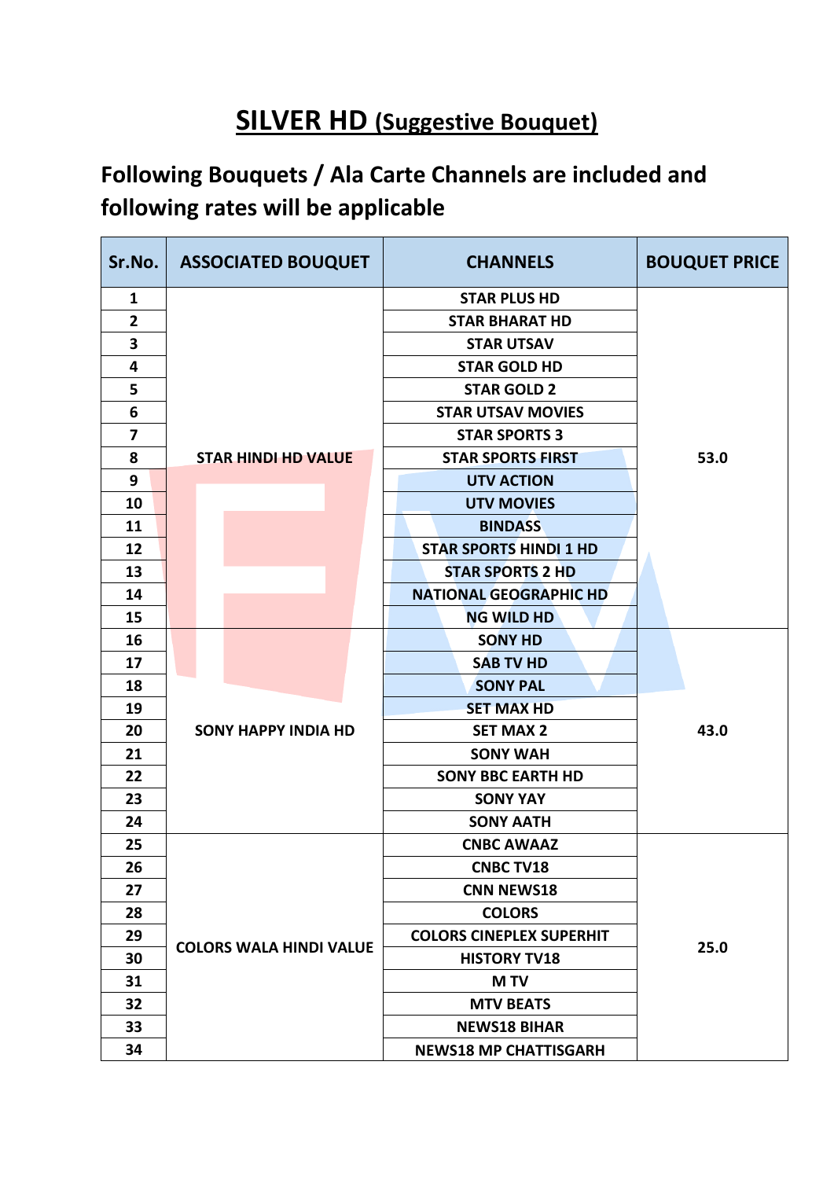# SILVER HD (Suggestive Bouquet)

## Following Bouquets / Ala Carte Channels are included and following rates will be applicable

| Sr.No. | ASSOCIATED BOUQUET | CHANNELS | BOUQUET PRICE |
|---|---|---|---|
| 1 | STAR HINDI HD VALUE | STAR PLUS HD | 53.0 |
| 2 | | STAR BHARAT HD | |
| 3 | | STAR UTSAV | |
| 4 | | STAR GOLD HD | |
| 5 | | STAR GOLD 2 | |
| 6 | | STAR UTSAV MOVIES | |
| 7 | | STAR SPORTS 3 | |
| 8 | | STAR SPORTS FIRST | |
| 9 | | UTV ACTION | |
| 10 | | UTV MOVIES | |
| 11 | | BINDASS | |
| 12 | | STAR SPORTS HINDI 1 HD | |
| 13 | | STAR SPORTS 2 HD | |
| 14 | | NATIONAL GEOGRAPHIC HD | |
| 15 | | NG WILD HD | |
| 16 | SONY HAPPY INDIA HD | SONY HD | 43.0 |
| 17 | | SAB TV HD | |
| 18 | | SONY PAL | |
| 19 | | SET MAX HD | |
| 20 | | SET MAX 2 | |
| 21 | | SONY WAH | |
| 22 | | SONY BBC EARTH HD | |
| 23 | | SONY YAY | |
| 24 | | SONY AATH | |
| 25 | COLORS WALA HINDI VALUE | CNBC AWAAZ | 25.0 |
| 26 | | CNBC TV18 | |
| 27 | | CNN NEWS18 | |
| 28 | | COLORS | |
| 29 | | COLORS CINEPLEX SUPERHIT | |
| 30 | | HISTORY TV18 | |
| 31 | | M TV | |
| 32 | | MTV BEATS | |
| 33 | | NEWS18 BIHAR | |
| 34 | | NEWS18 MP CHATTISGARH | |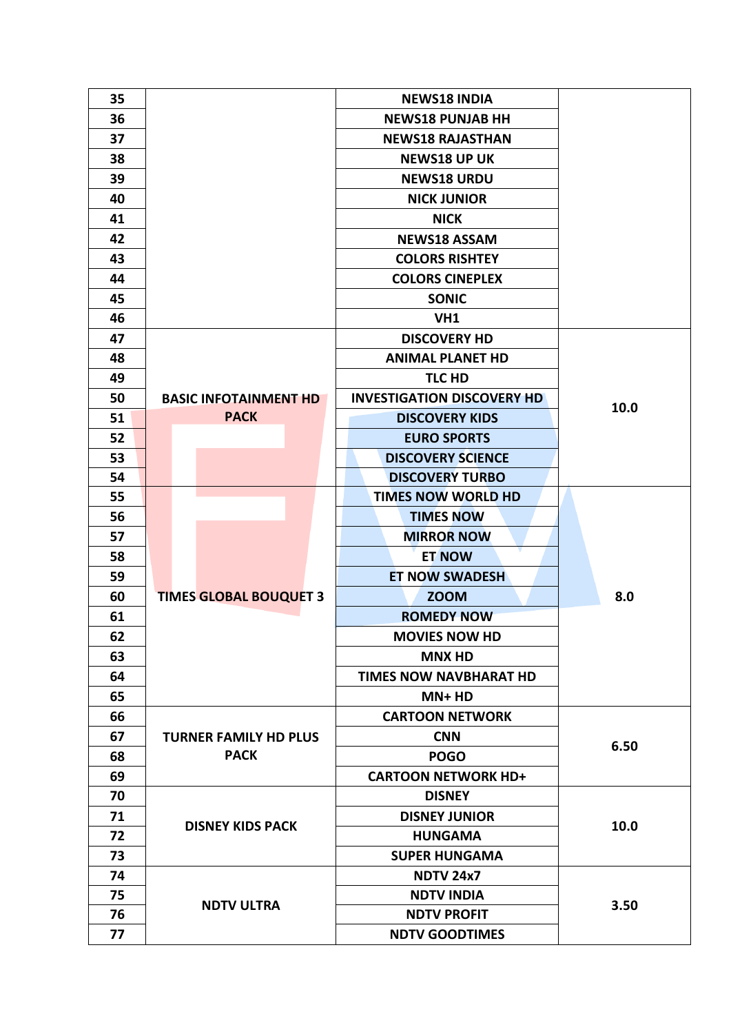| | | | |
|---|---|---|---|
| 35 | | NEWS18 INDIA | |
| 36 | | NEWS18 PUNJAB HH | |
| 37 | | NEWS18 RAJASTHAN | |
| 38 | | NEWS18 UP UK | |
| 39 | | NEWS18 URDU | |
| 40 | | NICK JUNIOR | |
| 41 | | NICK | |
| 42 | | NEWS18 ASSAM | |
| 43 | | COLORS RISHTEY | |
| 44 | | COLORS CINEPLEX | |
| 45 | | SONIC | |
| 46 | | VH1 | |
| 47 | BASIC INFOTAINMENT HD PACK | DISCOVERY HD | 10.0 |
| 48 | | ANIMAL PLANET HD | |
| 49 | | TLC HD | |
| 50 | | INVESTIGATION DISCOVERY HD | |
| 51 | | DISCOVERY KIDS | |
| 52 | | EURO SPORTS | |
| 53 | | DISCOVERY SCIENCE | |
| 54 | | DISCOVERY TURBO | |
| 55 | TIMES GLOBAL BOUQUET 3 | TIMES NOW WORLD HD | 8.0 |
| 56 | | TIMES NOW | |
| 57 | | MIRROR NOW | |
| 58 | | ET NOW | |
| 59 | | ET NOW SWADESH | |
| 60 | | ZOOM | |
| 61 | | ROMEDY NOW | |
| 62 | | MOVIES NOW HD | |
| 63 | | MNX HD | |
| 64 | | TIMES NOW NAVBHARAT HD | |
| 65 | | MN+ HD | |
| 66 | TURNER FAMILY HD PLUS PACK | CARTOON NETWORK | 6.50 |
| 67 | | CNN | |
| 68 | | POGO | |
| 69 | | CARTOON NETWORK HD+ | |
| 70 | DISNEY KIDS PACK | DISNEY | 10.0 |
| 71 | | DISNEY JUNIOR | |
| 72 | | HUNGAMA | |
| 73 | | SUPER HUNGAMA | |
| 74 | NDTV ULTRA | NDTV 24x7 | 3.50 |
| 75 | | NDTV INDIA | |
| 76 | | NDTV PROFIT | |
| 77 | | NDTV GOODTIMES | |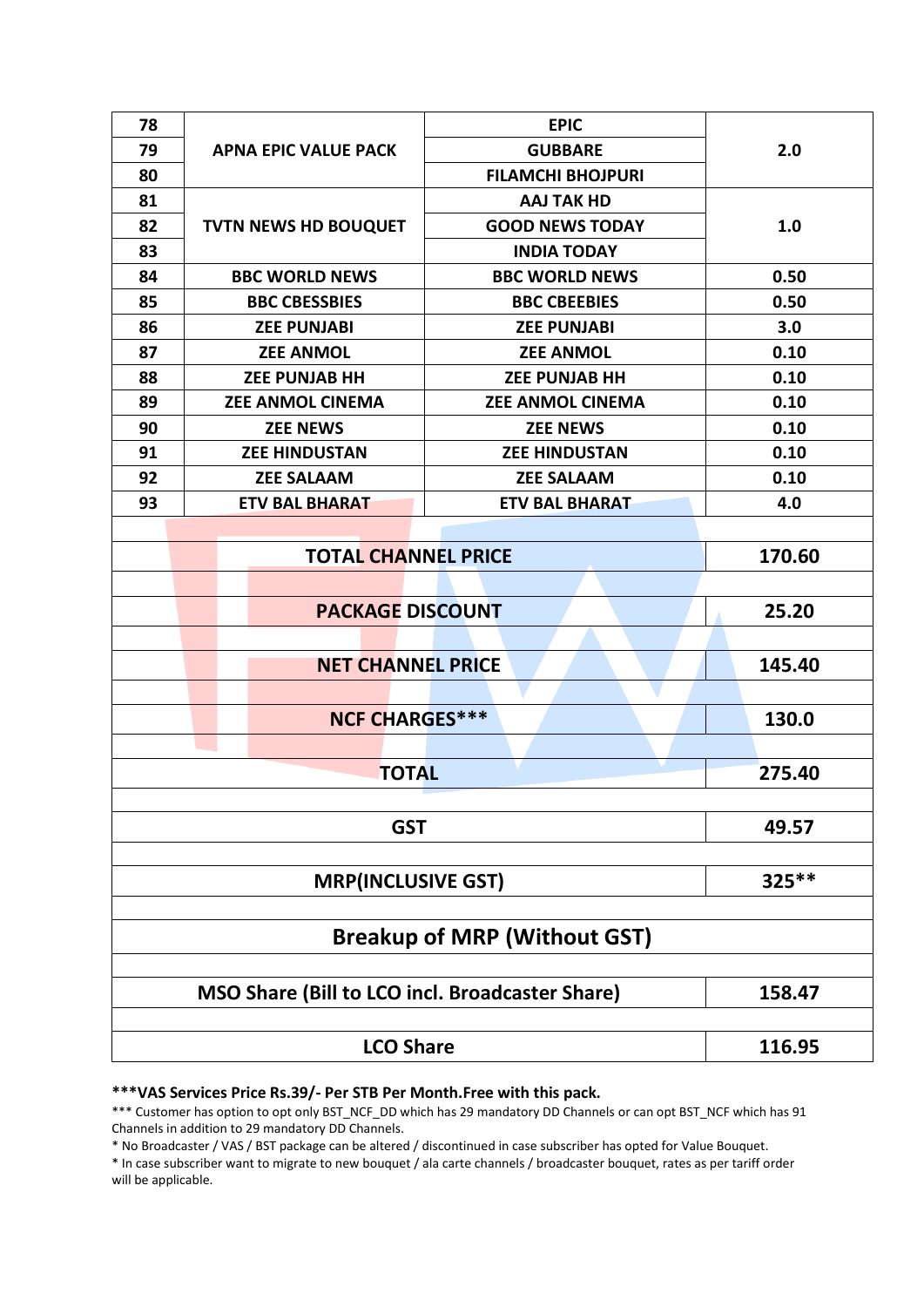| 78 | APNA EPIC VALUE PACK | EPIC | 2.0 |
|---|---|---|---|
| 79 | | GUBBARE | |
| 80 | | FILAMCHI BHOJPURI | |
| 81 | TVTN NEWS HD BOUQUET | AAJ TAK HD | 1.0 |
| 82 | | GOOD NEWS TODAY | |
| 83 | | INDIA TODAY | |
| 84 | BBC WORLD NEWS | BBC WORLD NEWS | 0.50 |
| 85 | BBC CBESSBIES | BBC CBEEBIES | 0.50 |
| 86 | ZEE PUNJABI | ZEE PUNJABI | 3.0 |
| 87 | ZEE ANMOL | ZEE ANMOL | 0.10 |
| 88 | ZEE PUNJAB HH | ZEE PUNJAB HH | 0.10 |
| 89 | ZEE ANMOL CINEMA | ZEE ANMOL CINEMA | 0.10 |
| 90 | ZEE NEWS | ZEE NEWS | 0.10 |
| 91 | ZEE HINDUSTAN | ZEE HINDUSTAN | 0.10 |
| 92 | ZEE SALAAM | ZEE SALAAM | 0.10 |
| 93 | ETV BAL BHARAT | ETV BAL BHARAT | 4.0 |

| | |
|---|---|
| **TOTAL CHANNEL PRICE** | **170.60** |
| **PACKAGE DISCOUNT** | **25.20** |
| **NET CHANNEL PRICE** | **145.40** |
| **NCF CHARGES*** ** | **130.0** |
| **TOTAL** | **275.40** |
| **GST** | **49.57** |
| **MRP(INCLUSIVE GST)** | **325**** |
| **Breakup of MRP (Without GST)** | |
| **MSO Share (Bill to LCO incl. Broadcaster Share)** | **158.47** |
| **LCO Share** | **116.95** |

**\***VAS Services Price Rs.39/- Per STB Per Month.Free with this pack.**

*** Customer has option to opt only BST_NCF_DD which has 29 mandatory DD Channels or can opt BST_NCF which has 91 Channels in addition to 29 mandatory DD Channels.

* No Broadcaster / VAS / BST package can be altered / discontinued in case subscriber has opted for Value Bouquet.

* In case subscriber want to migrate to new bouquet / ala carte channels / broadcaster bouquet, rates as per tariff order will be applicable.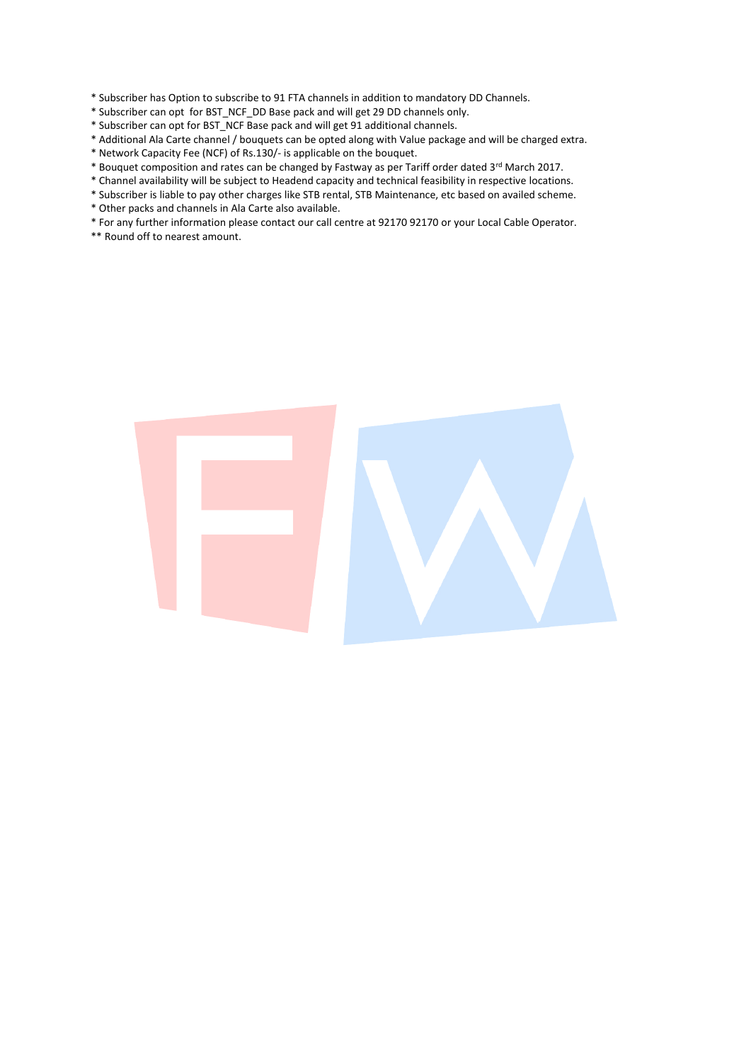* Subscriber has Option to subscribe to 91 FTA channels in addition to mandatory DD Channels.
* Subscriber can opt  for BST_NCF_DD Base pack and will get 29 DD channels only.
* Subscriber can opt for BST_NCF Base pack and will get 91 additional channels.
* Additional Ala Carte channel / bouquets can be opted along with Value package and will be charged extra.
* Network Capacity Fee (NCF) of Rs.130/- is applicable on the bouquet.
* Bouquet composition and rates can be changed by Fastway as per Tariff order dated 3rd March 2017.
* Channel availability will be subject to Headend capacity and technical feasibility in respective locations.
* Subscriber is liable to pay other charges like STB rental, STB Maintenance, etc based on availed scheme.
* Other packs and channels in Ala Carte also available.
* For any further information please contact our call centre at 92170 92170 or your Local Cable Operator.
** Round off to nearest amount.